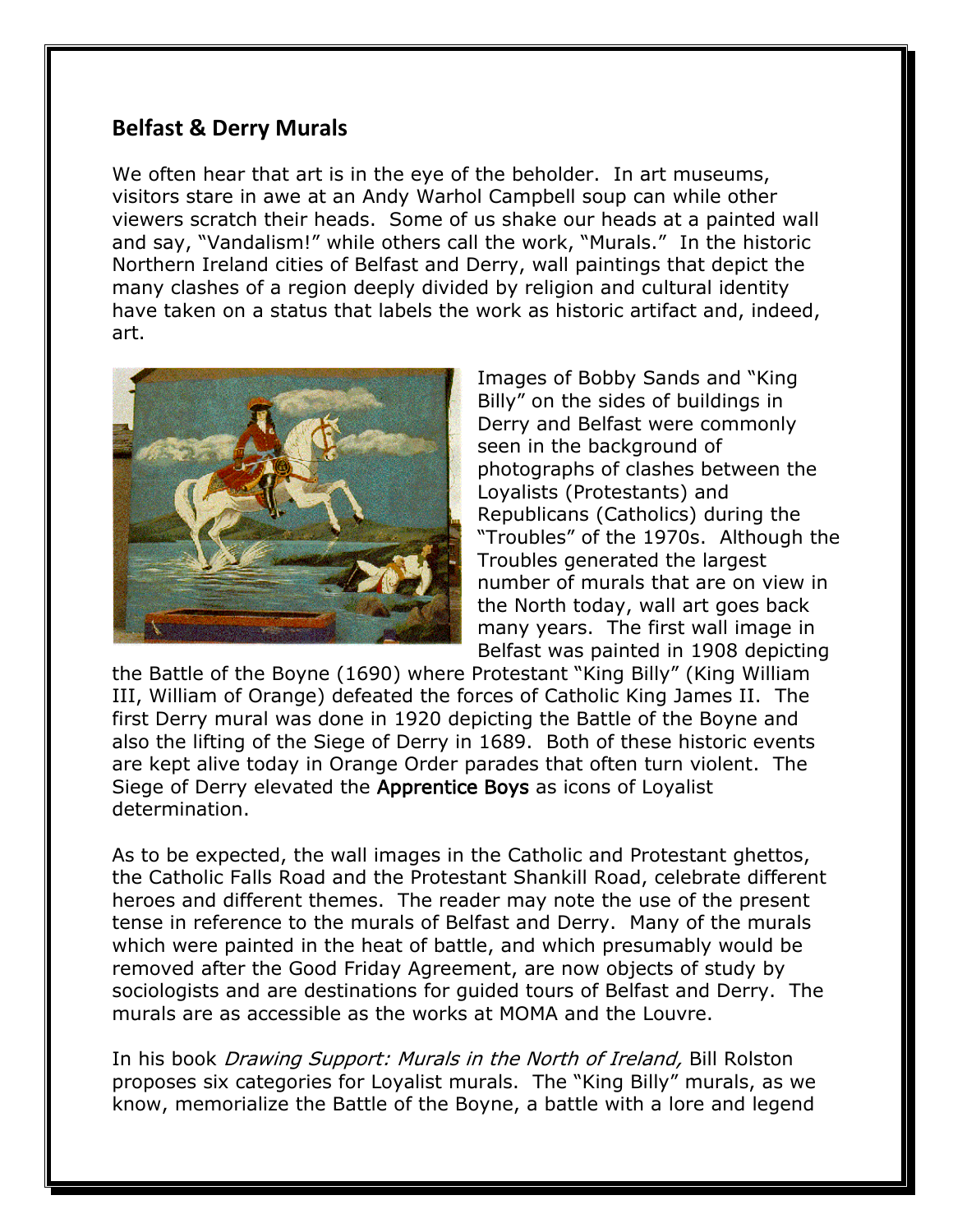## Belfast & Derry Murals

We often hear that art is in the eye of the beholder. In art museums, visitors stare in awe at an Andy Warhol Campbell soup can while other viewers scratch their heads. Some of us shake our heads at a painted wall and say, "Vandalism!" while others call the work, "Murals." In the historic Northern Ireland cities of Belfast and Derry, wall paintings that depict the many clashes of a region deeply divided by religion and cultural identity have taken on a status that labels the work as historic artifact and, indeed, art.

Images of Bobby Sands and "King Billy" on the sides of buildings in Derry and Belfast were commonly seen in the background of photographs of clashes between the Loyalists (Protestants) and Republicans (Catholics) during the "Troubles" of the 1970s. Although the Troubles generated the largest number of murals that are on view in the North today, wall art goes back many years. The first wall image in Belfast was painted in 1908 depicting the Battle of the Boyne (1690) where Protestant "King Billy" (King William III, William of Orange) defeated the forces of Catholic King James II. The first Derry mural was done in 1920 depicting the Battle of the Boyne and also the lifting of the Siege of Derry in 1689. Both of these historic events are kept alive today in Orange Order parades that often turn violent. The Siege of Derry elevated the Apprentice Boys as icons of Loyalist determination.

As to be expected, the wall images in the Catholic and Protestant ghettos, the Catholic Falls Road and the Protestant Shankill Road, celebrate different heroes and different themes. The reader may note the use of the present tense in reference to the murals of Belfast and Derry. Many of the murals which were painted in the heat of battle, and which presumably would be removed after the Good Friday Agreement, are now objects of study by sociologists and are destinations for guided tours of Belfast and Derry. The murals are as accessible as the works at MOMA and the Louvre.

In his book *Drawing Support: Murals in the North of Ireland,* Bill Rolston proposes six categories for Loyalist murals. The "King Billy" murals, as we know, memorialize the Battle of the Boyne, a battle with a lore and legend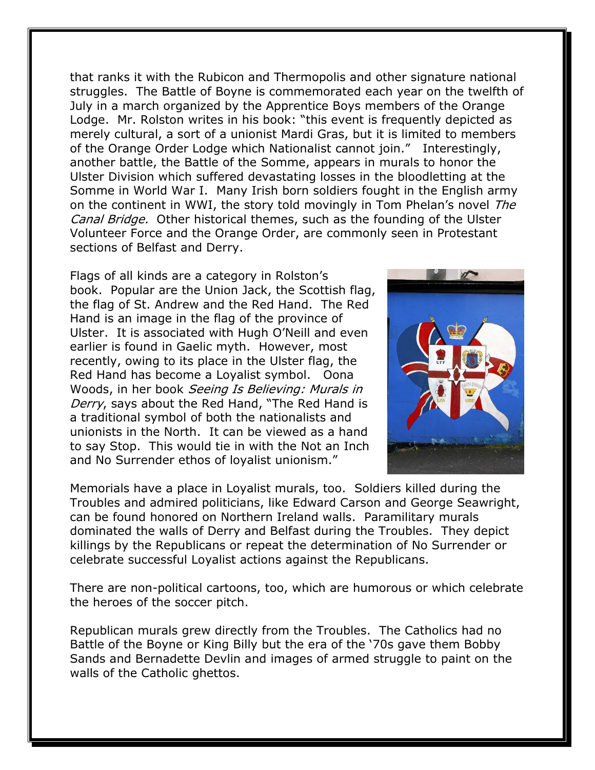that ranks it with the Rubicon and Thermopolis and other signature national struggles. The Battle of Boyne is commemorated each year on the twelfth of July in a march organized by the Apprentice Boys members of the Orange Lodge. Mr. Rolston writes in his book: "this event is frequently depicted as merely cultural, a sort of a unionist Mardi Gras, but it is limited to members of the Orange Order Lodge which Nationalist cannot join." Interestingly, another battle, the Battle of the Somme, appears in murals to honor the Ulster Division which suffered devastating losses in the bloodletting at the Somme in World War I. Many Irish born soldiers fought in the English army on the continent in WWI, the story told movingly in Tom Phelan's novel *The Canal Bridge.* Other historical themes, such as the founding of the Ulster Volunteer Force and the Orange Order, are commonly seen in Protestant sections of Belfast and Derry.

Flags of all kinds are a category in Rolston's book. Popular are the Union Jack, the Scottish flag, the flag of St. Andrew and the Red Hand. The Red Hand is an image in the flag of the province of Ulster. It is associated with Hugh O'Neill and even earlier is found in Gaelic myth. However, most recently, owing to its place in the Ulster flag, the Red Hand has become a Loyalist symbol. Oona Woods, in her book *Seeing Is Believing: Murals in Derry*, says about the Red Hand, "The Red Hand is a traditional symbol of both the nationalists and unionists in the North. It can be viewed as a hand to say Stop. This would tie in with the Not an Inch and No Surrender ethos of loyalist unionism."

Memorials have a place in Loyalist murals, too. Soldiers killed during the Troubles and admired politicians, like Edward Carson and George Seawright, can be found honored on Northern Ireland walls. Paramilitary murals dominated the walls of Derry and Belfast during the Troubles. They depict killings by the Republicans or repeat the determination of No Surrender or celebrate successful Loyalist actions against the Republicans.

There are non-political cartoons, too, which are humorous or which celebrate the heroes of the soccer pitch.

Republican murals grew directly from the Troubles. The Catholics had no Battle of the Boyne or King Billy but the era of the '70s gave them Bobby Sands and Bernadette Devlin and images of armed struggle to paint on the walls of the Catholic ghettos.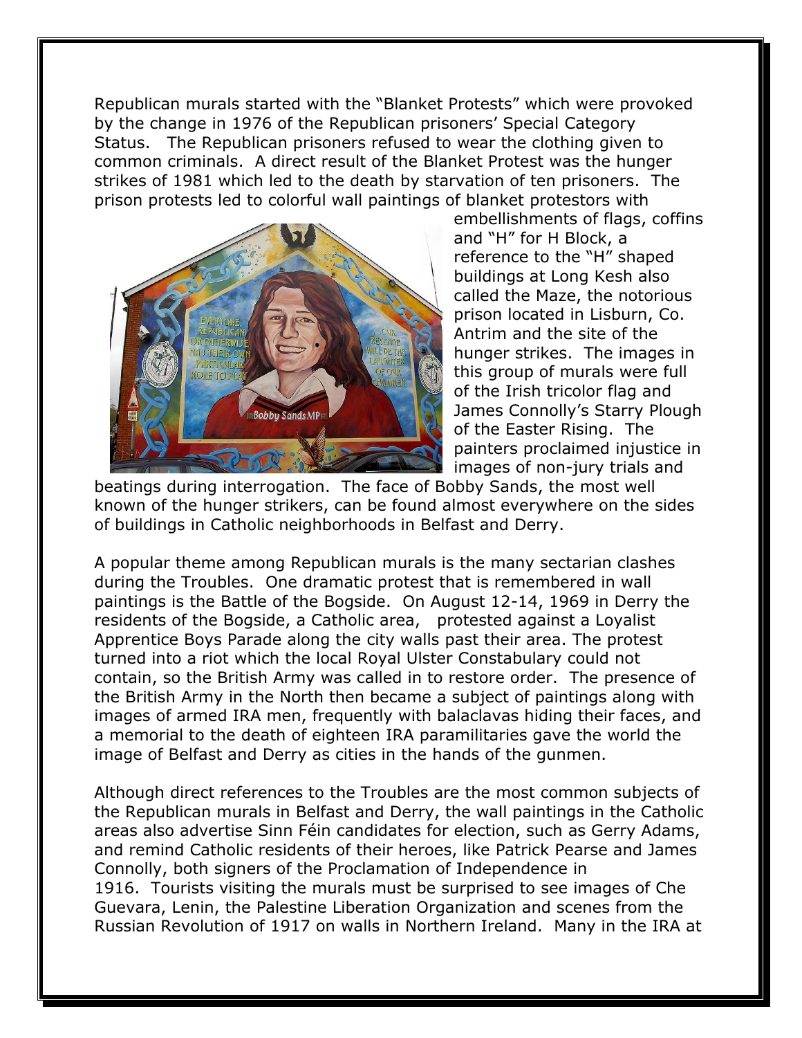Republican murals started with the "Blanket Protests" which were provoked by the change in 1976 of the Republican prisoners' Special Category Status. The Republican prisoners refused to wear the clothing given to common criminals. A direct result of the Blanket Protest was the hunger strikes of 1981 which led to the death by starvation of ten prisoners. The prison protests led to colorful wall paintings of blanket protestors with embellishments of flags, coffins and "H" for H Block, a reference to the "H" shaped buildings at Long Kesh also called the Maze, the notorious prison located in Lisburn, Co. Antrim and the site of the hunger strikes. The images in this group of murals were full of the Irish tricolor flag and James Connolly's Starry Plough of the Easter Rising. The painters proclaimed injustice in images of non-jury trials and beatings during interrogation. The face of Bobby Sands, the most well known of the hunger strikers, can be found almost everywhere on the sides of buildings in Catholic neighborhoods in Belfast and Derry.

A popular theme among Republican murals is the many sectarian clashes during the Troubles. One dramatic protest that is remembered in wall paintings is the Battle of the Bogside. On August 12-14, 1969 in Derry the residents of the Bogside, a Catholic area, protested against a Loyalist Apprentice Boys Parade along the city walls past their area. The protest turned into a riot which the local Royal Ulster Constabulary could not contain, so the British Army was called in to restore order. The presence of the British Army in the North then became a subject of paintings along with images of armed IRA men, frequently with balaclavas hiding their faces, and a memorial to the death of eighteen IRA paramilitaries gave the world the image of Belfast and Derry as cities in the hands of the gunmen.

Although direct references to the Troubles are the most common subjects of the Republican murals in Belfast and Derry, the wall paintings in the Catholic areas also advertise Sinn Féin candidates for election, such as Gerry Adams, and remind Catholic residents of their heroes, like Patrick Pearse and James Connolly, both signers of the Proclamation of Independence in 1916. Tourists visiting the murals must be surprised to see images of Che Guevara, Lenin, the Palestine Liberation Organization and scenes from the Russian Revolution of 1917 on walls in Northern Ireland. Many in the IRA at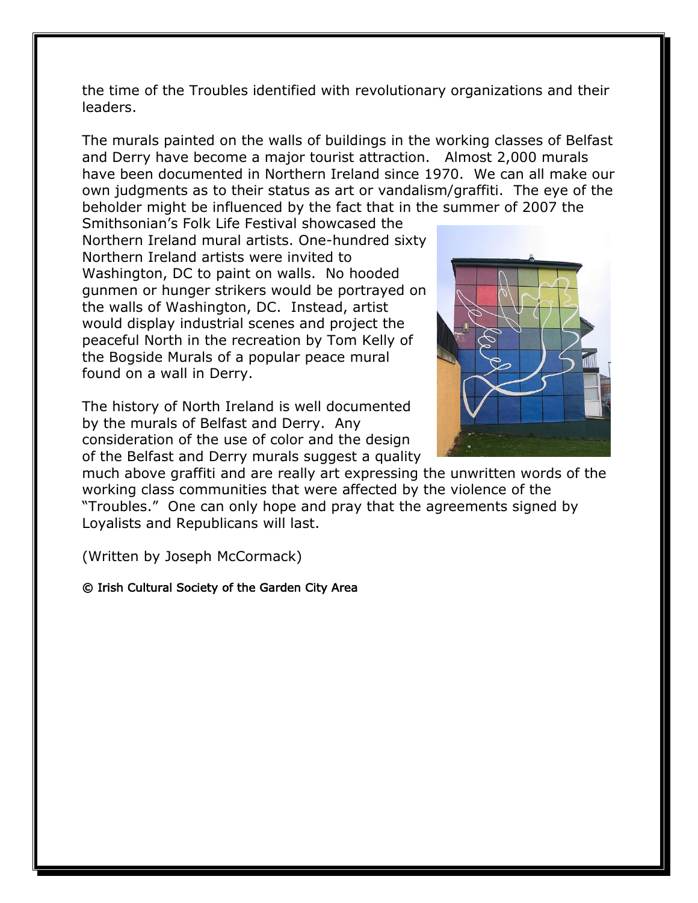the time of the Troubles identified with revolutionary organizations and their leaders.

The murals painted on the walls of buildings in the working classes of Belfast and Derry have become a major tourist attraction. Almost 2,000 murals have been documented in Northern Ireland since 1970. We can all make our own judgments as to their status as art or vandalism/graffiti. The eye of the beholder might be influenced by the fact that in the summer of 2007 the Smithsonian's Folk Life Festival showcased the Northern Ireland mural artists. One-hundred sixty Northern Ireland artists were invited to Washington, DC to paint on walls. No hooded gunmen or hunger strikers would be portrayed on the walls of Washington, DC. Instead, artist would display industrial scenes and project the peaceful North in the recreation by Tom Kelly of the Bogside Murals of a popular peace mural found on a wall in Derry.

The history of North Ireland is well documented by the murals of Belfast and Derry. Any consideration of the use of color and the design of the Belfast and Derry murals suggest a quality much above graffiti and are really art expressing the unwritten words of the working class communities that were affected by the violence of the "Troubles." One can only hope and pray that the agreements signed by Loyalists and Republicans will last.

(Written by Joseph McCormack)

© Irish Cultural Society of the Garden City Area